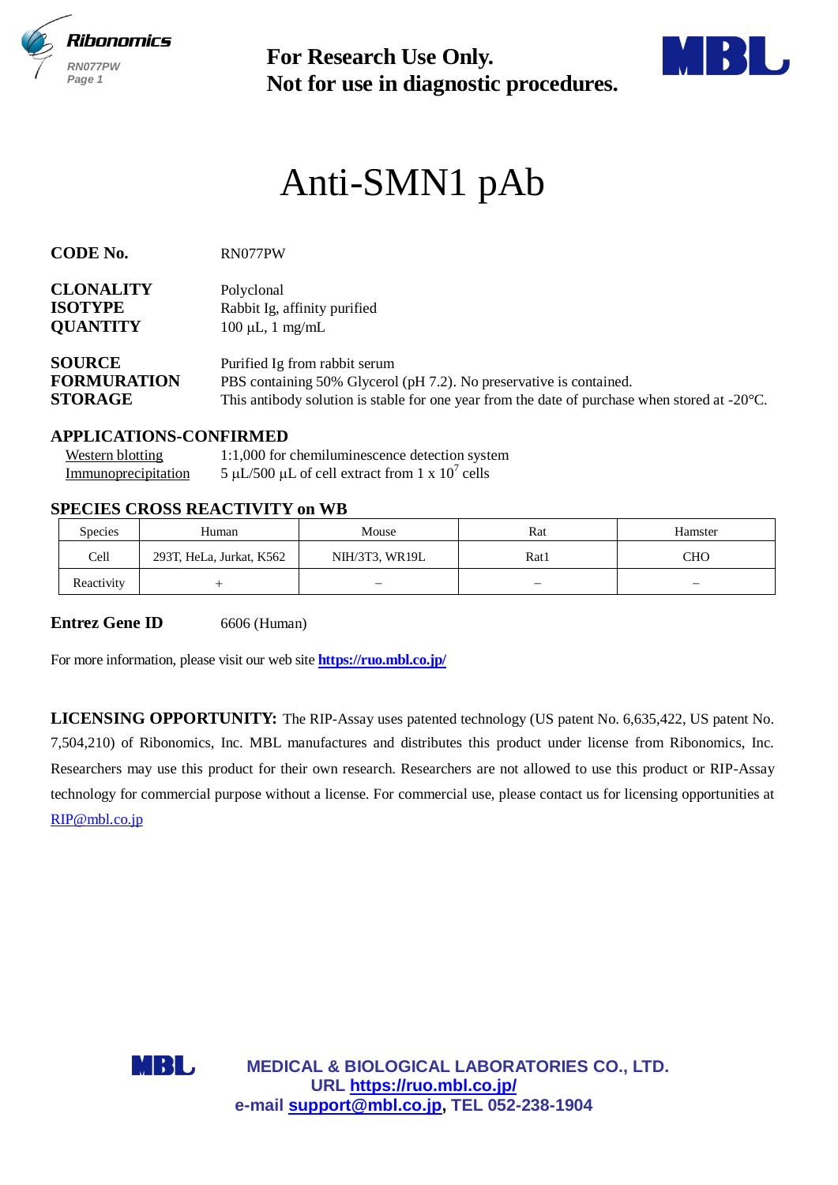**For Research Use Only.**
**Not for use in diagnostic procedures.**

# Anti-SMN1 pAb

**CODE No.** RN077PW

**CLONALITY** Polyclonal
**ISOTYPE** Rabbit Ig, affinity purified
**QUANTITY** 100 μL, 1 mg/mL

**SOURCE** Purified Ig from rabbit serum
**FORMURATION** PBS containing 50% Glycerol (pH 7.2). No preservative is contained.
**STORAGE** This antibody solution is stable for one year from the date of purchase when stored at -20°C.

## APPLICATIONS-CONFIRMED

Western blotting 1:1,000 for chemiluminescence detection system
Immunoprecipitation 5 μL/500 μL of cell extract from 1 x $10^7$ cells

## SPECIES CROSS REACTIVITY on WB

| Species | Human | Mouse | Rat | Hamster |
|---|---|---|---|---|
| Cell | 293T, HeLa, Jurkat, K562 | NIH/3T3, WR19L | Rat1 | CHO |
| Reactivity | + | – | – | – |

**Entrez Gene ID** 6606 (Human)

For more information, please visit our web site **https://ruo.mbl.co.jp/**

**LICENSING OPPORTUNITY:** The RIP-Assay uses patented technology (US patent No. 6,635,422, US patent No. 7,504,210) of Ribonomics, Inc. MBL manufactures and distributes this product under license from Ribonomics, Inc. Researchers may use this product for their own research. Researchers are not allowed to use this product or RIP-Assay technology for commercial purpose without a license. For commercial use, please contact us for licensing opportunities at RIP@mbl.co.jp

**MEDICAL & BIOLOGICAL LABORATORIES CO., LTD.**
**URL https://ruo.mbl.co.jp/**
**e-mail support@mbl.co.jp, TEL 052-238-1904**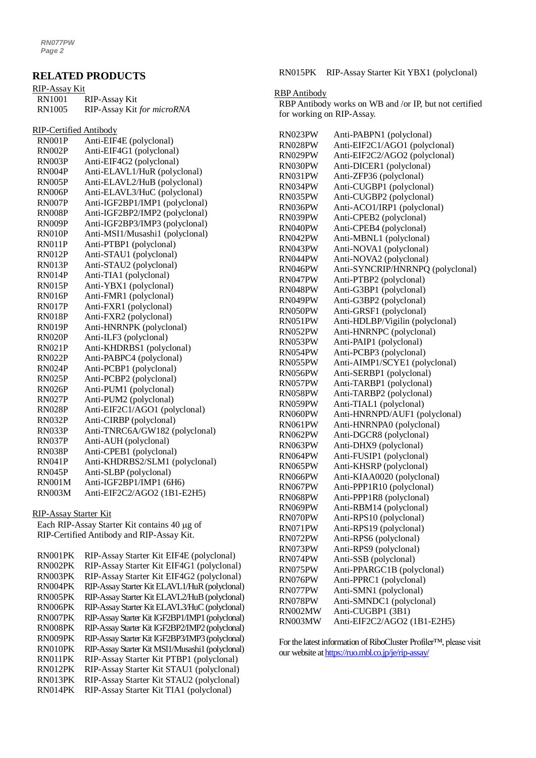## RELATED PRODUCTS

RIP-Assay Kit

| | |
|---|---|
| RN1001 | RIP-Assay Kit |
| RN1005 | RIP-Assay Kit *for microRNA* |

RIP-Certified Antibody

| | |
|---|---|
| RN001P | Anti-EIF4E (polyclonal) |
| RN002P | Anti-EIF4G1 (polyclonal) |
| RN003P | Anti-EIF4G2 (polyclonal) |
| RN004P | Anti-ELAVL1/HuR (polyclonal) |
| RN005P | Anti-ELAVL2/HuB (polyclonal) |
| RN006P | Anti-ELAVL3/HuC (polyclonal) |
| RN007P | Anti-IGF2BP1/IMP1 (polyclonal) |
| RN008P | Anti-IGF2BP2/IMP2 (polyclonal) |
| RN009P | Anti-IGF2BP3/IMP3 (polyclonal) |
| RN010P | Anti-MSI1/Musashi1 (polyclonal) |
| RN011P | Anti-PTBP1 (polyclonal) |
| RN012P | Anti-STAU1 (polyclonal) |
| RN013P | Anti-STAU2 (polyclonal) |
| RN014P | Anti-TIA1 (polyclonal) |
| RN015P | Anti-YBX1 (polyclonal) |
| RN016P | Anti-FMR1 (polyclonal) |
| RN017P | Anti-FXR1 (polyclonal) |
| RN018P | Anti-FXR2 (polyclonal) |
| RN019P | Anti-HNRNPK (polyclonal) |
| RN020P | Anti-ILF3 (polyclonal) |
| RN021P | Anti-KHDRBS1 (polyclonal) |
| RN022P | Anti-PABPC4 (polyclonal) |
| RN024P | Anti-PCBP1 (polyclonal) |
| RN025P | Anti-PCBP2 (polyclonal) |
| RN026P | Anti-PUM1 (polyclonal) |
| RN027P | Anti-PUM2 (polyclonal) |
| RN028P | Anti-EIF2C1/AGO1 (polyclonal) |
| RN032P | Anti-CIRBP (polyclonal) |
| RN033P | Anti-TNRC6A/GW182 (polyclonal) |
| RN037P | Anti-AUH (polyclonal) |
| RN038P | Anti-CPEB1 (polyclonal) |
| RN041P | Anti-KHDRBS2/SLM1 (polyclonal) |
| RN045P | Anti-SLBP (polyclonal) |
| RN001M | Anti-IGF2BP1/IMP1 (6H6) |
| RN003M | Anti-EIF2C2/AGO2 (1B1-E2H5) |

RIP-Assay Starter Kit

Each RIP-Assay Starter Kit contains 40 µg of RIP-Certified Antibody and RIP-Assay Kit.

| | |
|---|---|
| RN001PK | RIP-Assay Starter Kit EIF4E (polyclonal) |
| RN002PK | RIP-Assay Starter Kit EIF4G1 (polyclonal) |
| RN003PK | RIP-Assay Starter Kit EIF4G2 (polyclonal) |
| RN004PK | RIP-Assay Starter Kit ELAVL1/HuR (polyclonal) |
| RN005PK | RIP-Assay Starter Kit ELAVL2/HuB (polyclonal) |
| RN006PK | RIP-Assay Starter Kit ELAVL3/HuC (polyclonal) |
| RN007PK | RIP-Assay Starter Kit IGF2BP1/IMP1 (polyclonal) |
| RN008PK | RIP-Assay Starter Kit IGF2BP2/IMP2 (polyclonal) |
| RN009PK | RIP-Assay Starter Kit IGF2BP3/IMP3 (polyclonal) |
| RN010PK | RIP-Assay Starter Kit MSI1/Musashi1 (polyclonal) |
| RN011PK | RIP-Assay Starter Kit PTBP1 (polyclonal) |
| RN012PK | RIP-Assay Starter Kit STAU1 (polyclonal) |
| RN013PK | RIP-Assay Starter Kit STAU2 (polyclonal) |
| RN014PK | RIP-Assay Starter Kit TIA1 (polyclonal) |
| RN015PK | RIP-Assay Starter Kit YBX1 (polyclonal) |

RBP Antibody

RBP Antibody works on WB and /or IP, but not certified for working on RIP-Assay.

| | |
|---|---|
| RN023PW | Anti-PABPN1 (polyclonal) |
| RN028PW | Anti-EIF2C1/AGO1 (polyclonal) |
| RN029PW | Anti-EIF2C2/AGO2 (polyclonal) |
| RN030PW | Anti-DICER1 (polyclonal) |
| RN031PW | Anti-ZFP36 (polyclonal) |
| RN034PW | Anti-CUGBP1 (polyclonal) |
| RN035PW | Anti-CUGBP2 (polyclonal) |
| RN036PW | Anti-ACO1/IRP1 (polyclonal) |
| RN039PW | Anti-CPEB2 (polyclonal) |
| RN040PW | Anti-CPEB4 (polyclonal) |
| RN042PW | Anti-MBNL1 (polyclonal) |
| RN043PW | Anti-NOVA1 (polyclonal) |
| RN044PW | Anti-NOVA2 (polyclonal) |
| RN046PW | Anti-SYNCRIP/HNRNPQ (polyclonal) |
| RN047PW | Anti-PTBP2 (polyclonal) |
| RN048PW | Anti-G3BP1 (polyclonal) |
| RN049PW | Anti-G3BP2 (polyclonal) |
| RN050PW | Anti-GRSF1 (polyclonal) |
| RN051PW | Anti-HDLBP/Vigilin (polyclonal) |
| RN052PW | Anti-HNRNPC (polyclonal) |
| RN053PW | Anti-PAIP1 (polyclonal) |
| RN054PW | Anti-PCBP3 (polyclonal) |
| RN055PW | Anti-AIMP1/SCYE1 (polyclonal) |
| RN056PW | Anti-SERBP1 (polyclonal) |
| RN057PW | Anti-TARBP1 (polyclonal) |
| RN058PW | Anti-TARBP2 (polyclonal) |
| RN059PW | Anti-TIAL1 (polyclonal) |
| RN060PW | Anti-HNRNPD/AUF1 (polyclonal) |
| RN061PW | Anti-HNRNPA0 (polyclonal) |
| RN062PW | Anti-DGCR8 (polyclonal) |
| RN063PW | Anti-DHX9 (polyclonal) |
| RN064PW | Anti-FUSIP1 (polyclonal) |
| RN065PW | Anti-KHSRP (polyclonal) |
| RN066PW | Anti-KIAA0020 (polyclonal) |
| RN067PW | Anti-PPP1R10 (polyclonal) |
| RN068PW | Anti-PPP1R8 (polyclonal) |
| RN069PW | Anti-RBM14 (polyclonal) |
| RN070PW | Anti-RPS10 (polyclonal) |
| RN071PW | Anti-RPS19 (polyclonal) |
| RN072PW | Anti-RPS6 (polyclonal) |
| RN073PW | Anti-RPS9 (polyclonal) |
| RN074PW | Anti-SSB (polyclonal) |
| RN075PW | Anti-PPARGC1B (polyclonal) |
| RN076PW | Anti-PPRC1 (polyclonal) |
| RN077PW | Anti-SMN1 (polyclonal) |
| RN078PW | Anti-SMNDC1 (polyclonal) |
| RN002MW | Anti-CUGBP1 (3B1) |
| RN003MW | Anti-EIF2C2/AGO2 (1B1-E2H5) |

For the latest information of RiboCluster Profiler™, please visit our website at https://ruo.mbl.co.jp/je/rip-assay/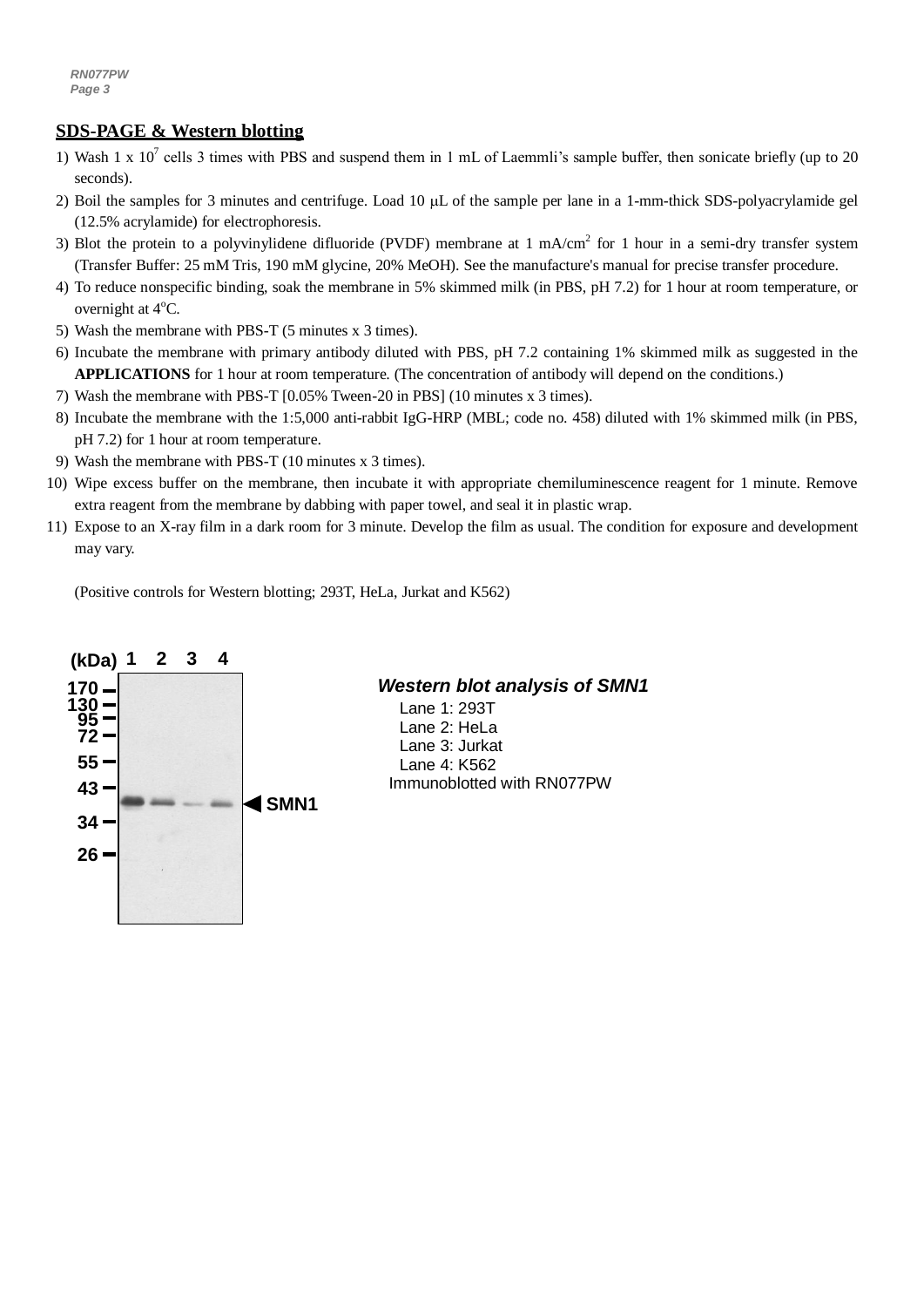## SDS-PAGE & Western blotting

1) Wash 1 x $10^7$ cells 3 times with PBS and suspend them in 1 mL of Laemmli's sample buffer, then sonicate briefly (up to 20 seconds).
2) Boil the samples for 3 minutes and centrifuge. Load 10 μL of the sample per lane in a 1-mm-thick SDS-polyacrylamide gel (12.5% acrylamide) for electrophoresis.
3) Blot the protein to a polyvinylidene difluoride (PVDF) membrane at 1 mA/$cm^2$ for 1 hour in a semi-dry transfer system (Transfer Buffer: 25 mM Tris, 190 mM glycine, 20% MeOH). See the manufacture's manual for precise transfer procedure.
4) To reduce nonspecific binding, soak the membrane in 5% skimmed milk (in PBS, pH 7.2) for 1 hour at room temperature, or overnight at 4°C.
5) Wash the membrane with PBS-T (5 minutes x 3 times).
6) Incubate the membrane with primary antibody diluted with PBS, pH 7.2 containing 1% skimmed milk as suggested in the **APPLICATIONS** for 1 hour at room temperature. (The concentration of antibody will depend on the conditions.)
7) Wash the membrane with PBS-T [0.05% Tween-20 in PBS] (10 minutes x 3 times).
8) Incubate the membrane with the 1:5,000 anti-rabbit IgG-HRP (MBL; code no. 458) diluted with 1% skimmed milk (in PBS, pH 7.2) for 1 hour at room temperature.
9) Wash the membrane with PBS-T (10 minutes x 3 times).
10) Wipe excess buffer on the membrane, then incubate it with appropriate chemiluminescence reagent for 1 minute. Remove extra reagent from the membrane by dabbing with paper towel, and seal it in plastic wrap.
11) Expose to an X-ray film in a dark room for 3 minute. Develop the film as usual. The condition for exposure and development may vary.

(Positive controls for Western blotting; 293T, HeLa, Jurkat and K562)

***Western blot analysis of SMN1***

Lane 1: 293T
Lane 2: HeLa
Lane 3: Jurkat
Lane 4: K562
Immunoblotted with RN077PW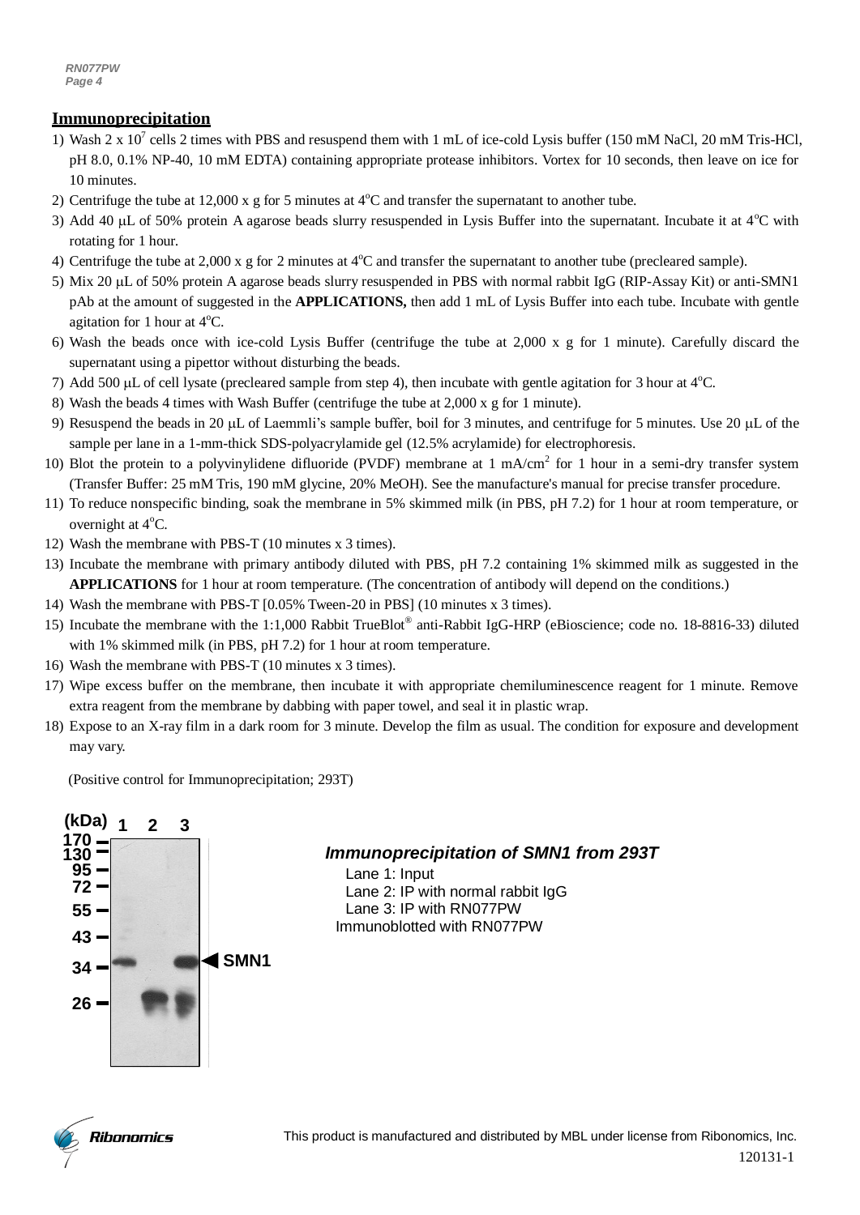## Immunoprecipitation

1) Wash 2 x $10^7$ cells 2 times with PBS and resuspend them with 1 mL of ice-cold Lysis buffer (150 mM NaCl, 20 mM Tris-HCl, pH 8.0, 0.1% NP-40, 10 mM EDTA) containing appropriate protease inhibitors. Vortex for 10 seconds, then leave on ice for 10 minutes.
2) Centrifuge the tube at 12,000 x g for 5 minutes at 4°C and transfer the supernatant to another tube.
3) Add 40 μL of 50% protein A agarose beads slurry resuspended in Lysis Buffer into the supernatant. Incubate it at 4°C with rotating for 1 hour.
4) Centrifuge the tube at 2,000 x g for 2 minutes at 4°C and transfer the supernatant to another tube (precleared sample).
5) Mix 20 μL of 50% protein A agarose beads slurry resuspended in PBS with normal rabbit IgG (RIP-Assay Kit) or anti-SMN1 pAb at the amount of suggested in the **APPLICATIONS,** then add 1 mL of Lysis Buffer into each tube. Incubate with gentle agitation for 1 hour at 4°C.
6) Wash the beads once with ice-cold Lysis Buffer (centrifuge the tube at 2,000 x g for 1 minute). Carefully discard the supernatant using a pipettor without disturbing the beads.
7) Add 500 μL of cell lysate (precleared sample from step 4), then incubate with gentle agitation for 3 hour at 4°C.
8) Wash the beads 4 times with Wash Buffer (centrifuge the tube at 2,000 x g for 1 minute).
9) Resuspend the beads in 20 μL of Laemmli's sample buffer, boil for 3 minutes, and centrifuge for 5 minutes. Use 20 μL of the sample per lane in a 1-mm-thick SDS-polyacrylamide gel (12.5% acrylamide) for electrophoresis.
10) Blot the protein to a polyvinylidene difluoride (PVDF) membrane at 1 mA/$cm^2$ for 1 hour in a semi-dry transfer system (Transfer Buffer: 25 mM Tris, 190 mM glycine, 20% MeOH). See the manufacture's manual for precise transfer procedure.
11) To reduce nonspecific binding, soak the membrane in 5% skimmed milk (in PBS, pH 7.2) for 1 hour at room temperature, or overnight at 4°C.
12) Wash the membrane with PBS-T (10 minutes x 3 times).
13) Incubate the membrane with primary antibody diluted with PBS, pH 7.2 containing 1% skimmed milk as suggested in the **APPLICATIONS** for 1 hour at room temperature. (The concentration of antibody will depend on the conditions.)
14) Wash the membrane with PBS-T [0.05% Tween-20 in PBS] (10 minutes x 3 times).
15) Incubate the membrane with the 1:1,000 Rabbit TrueBlot® anti-Rabbit IgG-HRP (eBioscience; code no. 18-8816-33) diluted with 1% skimmed milk (in PBS, pH 7.2) for 1 hour at room temperature.
16) Wash the membrane with PBS-T (10 minutes x 3 times).
17) Wipe excess buffer on the membrane, then incubate it with appropriate chemiluminescence reagent for 1 minute. Remove extra reagent from the membrane by dabbing with paper towel, and seal it in plastic wrap.
18) Expose to an X-ray film in a dark room for 3 minute. Develop the film as usual. The condition for exposure and development may vary.

(Positive control for Immunoprecipitation; 293T)

(kDa) 1 2 3
170
130
95
72
55
43
34
26
SMN1

***Immunoprecipitation of SMN1 from 293T***

Lane 1: Input
Lane 2: IP with normal rabbit IgG
Lane 3: IP with RN077PW
Immunoblotted with RN077PW

This product is manufactured and distributed by MBL under license from Ribonomics, Inc.

120131-1